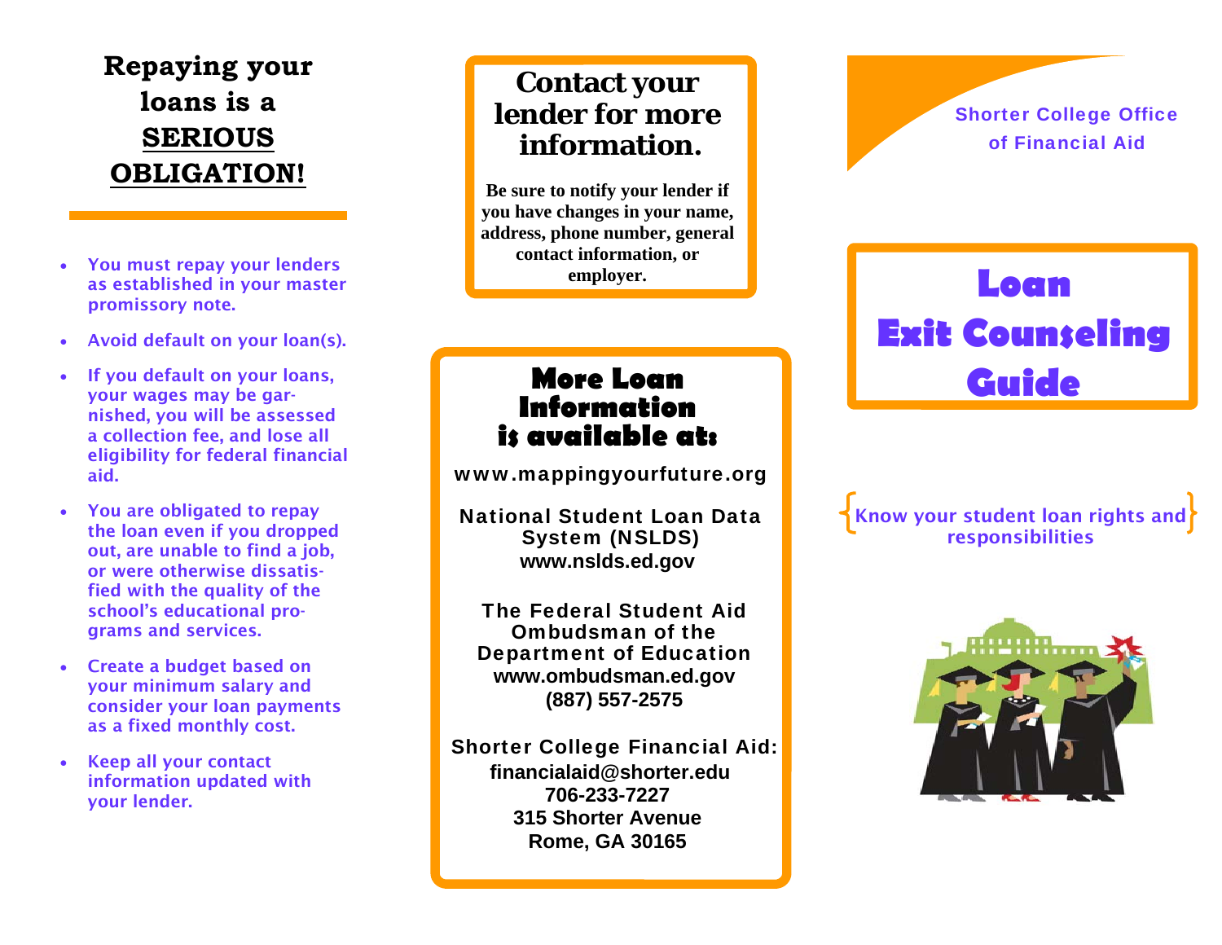# Repaying your loans is a SERIOUS OBLIGATION!

- You must repay your lenders as established in your master promissory note.
- Avoid default on your loan(s).
- If you default on your loans, your wages may be garnished, you will be assessed a collection fee, and lose all eligibility for federal financial aid.
- You are obligated to repay the loan even if you dropped out, are unable to find a job, or were otherwise dissatisfied with the quality of the school's educational programs and services.
- Create a budget based on your minimum salary and consider your loan payments as a fixed monthly cost.
- Keep all your contact information updated with your lender.

## Contact your lender for more information.

**Be sure to notify your lender if you have changes in your name, address, phone number, general contact information, or employer.**

## More Loan Information is available at:

www.mappingyourfuture.org

**National Student Loan Data System (NSLDS)**
**www.nslds.ed.gov**

**The Federal Student Aid Ombudsman of the Department of Education**
**www.ombudsman.ed.gov**
**(887) 557-2575**

**Shorter College Financial Aid:**
**financialaid@shorter.edu**
**706-233-7227**
**315 Shorter Avenue**
**Rome, GA 30165**

Shorter College Office of Financial Aid

# Loan Exit Counseling Guide

{Know your student loan rights and responsibilities}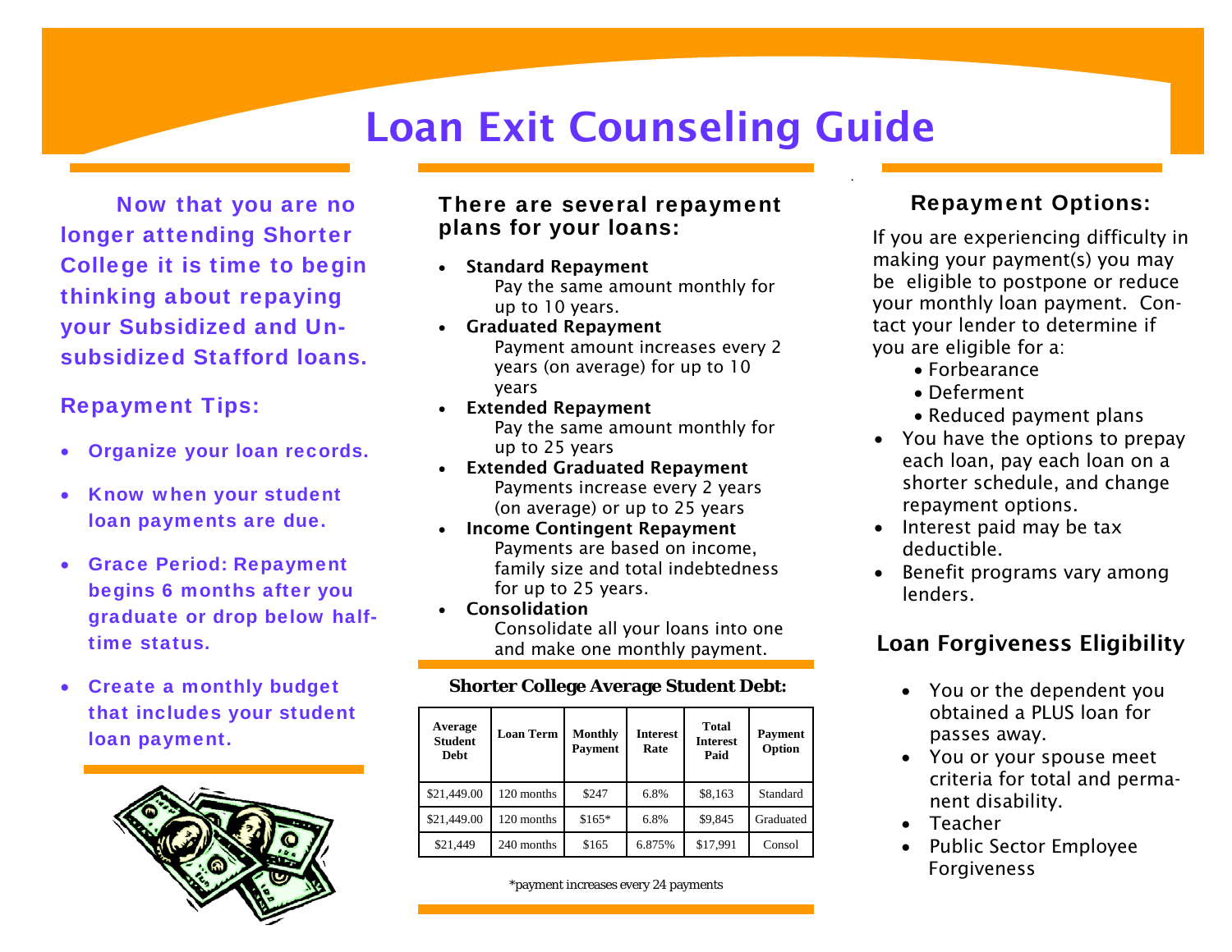# Loan Exit Counseling Guide

**Now that you are no longer attending Shorter College it is time to begin thinking about repaying your Subsidized and Un-subsidized Stafford loans.**

## Repayment Tips:

- **Organize your loan records.**
- **Know when your student loan payments are due.**
- **Grace Period: Repayment begins 6 months after you graduate or drop below half-time status.**
- **Create a monthly budget that includes your student loan payment.**

## There are several repayment plans for your loans:

- **Standard Repayment**
  Pay the same amount monthly for up to 10 years.
- **Graduated Repayment**
  Payment amount increases every 2 years (on average) for up to 10 years
- **Extended Repayment**
  Pay the same amount monthly for up to 25 years
- **Extended Graduated Repayment**
  Payments increase every 2 years (on average) or up to 25 years
- **Income Contingent Repayment**
  Payments are based on income, family size and total indebtedness for up to 25 years.
- **Consolidation**
  Consolidate all your loans into one and make one monthly payment.

**Shorter College Average Student Debt:**

| Average Student Debt | Loan Term | Monthly Payment | Interest Rate | Total Interest Paid | Payment Option |
|---|---|---|---|---|---|
| $21,449.00 | 120 months | $247 | 6.8% | $8,163 | Standard |
| $21,449.00 | 120 months | $165* | 6.8% | $9,845 | Graduated |
| $21,449 | 240 months | $165 | 6.875% | $17,991 | Consol |

*payment increases every 24 payments

## Repayment Options:

If you are experiencing difficulty in making your payment(s) you may be eligible to postpone or reduce your monthly loan payment. Contact your lender to determine if you are eligible for a:

- Forbearance
- Deferment
- Reduced payment plans

- You have the options to prepay each loan, pay each loan on a shorter schedule, and change repayment options.
- Interest paid may be tax deductible.
- Benefit programs vary among lenders.

## Loan Forgiveness Eligibility

- You or the dependent you obtained a PLUS loan for passes away.
- You or your spouse meet criteria for total and permanent disability.
- Teacher
- Public Sector Employee Forgiveness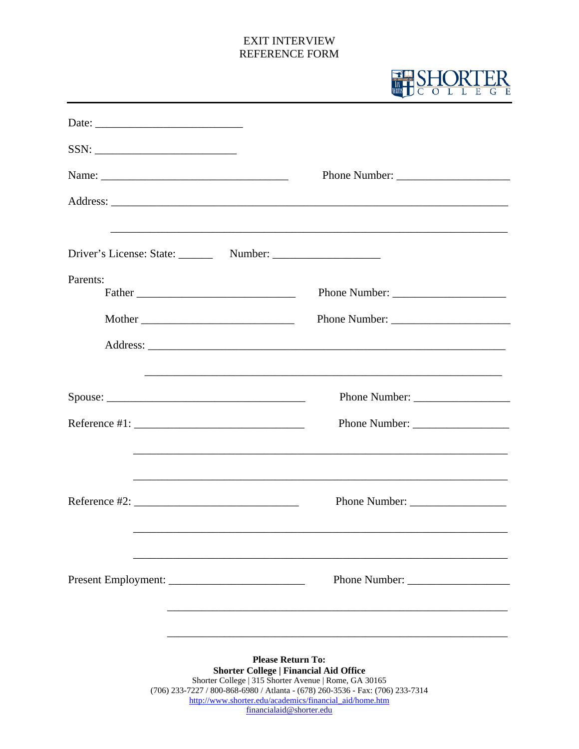# EXIT INTERVIEW
# REFERENCE FORM

SHORTER COLLEGE

---

Date: ___________________________

SSN: __________________________

Name: _________________________________ Phone Number: ____________________

Address: ________________________________________________________________________

_________________________________________________________________________

Driver's License: State: ______ Number: ___________________

Parents:

Father ____________________________ Phone Number: ____________________

Mother ___________________________ Phone Number: _____________________

Address: _________________________________________________________________

_________________________________________________________________

Spouse: ____________________________________ Phone Number: _________________

Reference #1: _______________________________ Phone Number: _________________

_________________________________________________________________

_________________________________________________________________

Reference #2: ______________________________ Phone Number: _________________

_________________________________________________________________

_________________________________________________________________

Present Employment: ________________________ Phone Number: __________________

_____________________________________________________________

_____________________________________________________________

**Please Return To:**
**Shorter College | Financial Aid Office**
Shorter College | 315 Shorter Avenue | Rome, GA 30165
(706) 233-7227 / 800-868-6980 / Atlanta - (678) 260-3536 - Fax: (706) 233-7314
http://www.shorter.edu/academics/financial_aid/home.htm
financialaid@shorter.edu